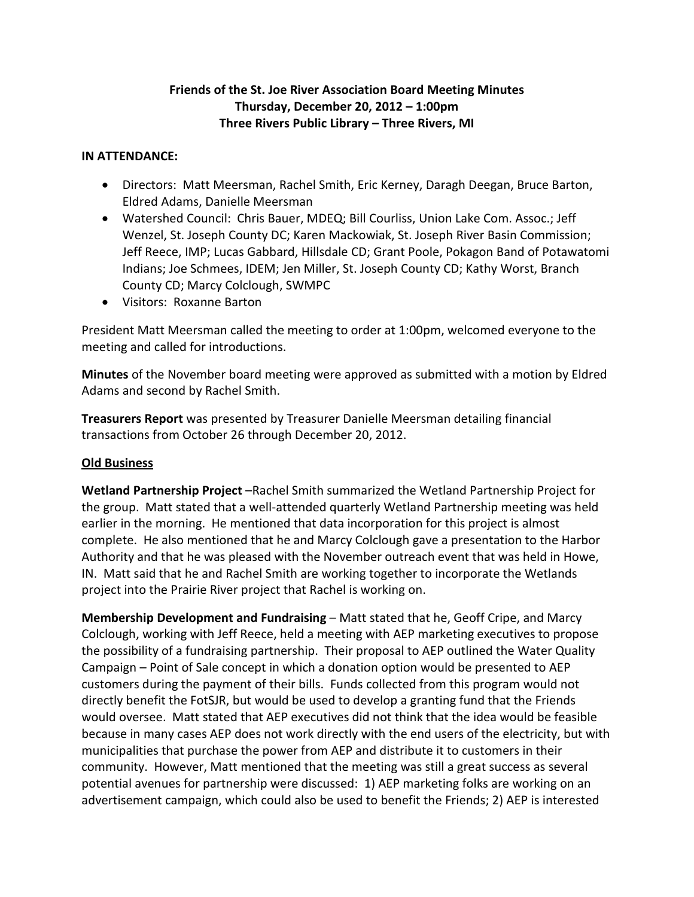**Friends of the St. Joe River Association Board Meeting Minutes**
**Thursday, December 20, 2012 – 1:00pm**
**Three Rivers Public Library – Three Rivers, MI**

**IN ATTENDANCE:**

- Directors: Matt Meersman, Rachel Smith, Eric Kerney, Daragh Deegan, Bruce Barton, Eldred Adams, Danielle Meersman
- Watershed Council: Chris Bauer, MDEQ; Bill Courliss, Union Lake Com. Assoc.; Jeff Wenzel, St. Joseph County DC; Karen Mackowiak, St. Joseph River Basin Commission; Jeff Reece, IMP; Lucas Gabbard, Hillsdale CD; Grant Poole, Pokagon Band of Potawatomi Indians; Joe Schmees, IDEM; Jen Miller, St. Joseph County CD; Kathy Worst, Branch County CD; Marcy Colclough, SWMPC
- Visitors: Roxanne Barton

President Matt Meersman called the meeting to order at 1:00pm, welcomed everyone to the meeting and called for introductions.

**Minutes** of the November board meeting were approved as submitted with a motion by Eldred Adams and second by Rachel Smith.

**Treasurers Report** was presented by Treasurer Danielle Meersman detailing financial transactions from October 26 through December 20, 2012.

**Old Business**

**Wetland Partnership Project** –Rachel Smith summarized the Wetland Partnership Project for the group. Matt stated that a well-attended quarterly Wetland Partnership meeting was held earlier in the morning. He mentioned that data incorporation for this project is almost complete. He also mentioned that he and Marcy Colclough gave a presentation to the Harbor Authority and that he was pleased with the November outreach event that was held in Howe, IN. Matt said that he and Rachel Smith are working together to incorporate the Wetlands project into the Prairie River project that Rachel is working on.

**Membership Development and Fundraising** – Matt stated that he, Geoff Cripe, and Marcy Colclough, working with Jeff Reece, held a meeting with AEP marketing executives to propose the possibility of a fundraising partnership. Their proposal to AEP outlined the Water Quality Campaign – Point of Sale concept in which a donation option would be presented to AEP customers during the payment of their bills. Funds collected from this program would not directly benefit the FotSJR, but would be used to develop a granting fund that the Friends would oversee. Matt stated that AEP executives did not think that the idea would be feasible because in many cases AEP does not work directly with the end users of the electricity, but with municipalities that purchase the power from AEP and distribute it to customers in their community. However, Matt mentioned that the meeting was still a great success as several potential avenues for partnership were discussed: 1) AEP marketing folks are working on an advertisement campaign, which could also be used to benefit the Friends; 2) AEP is interested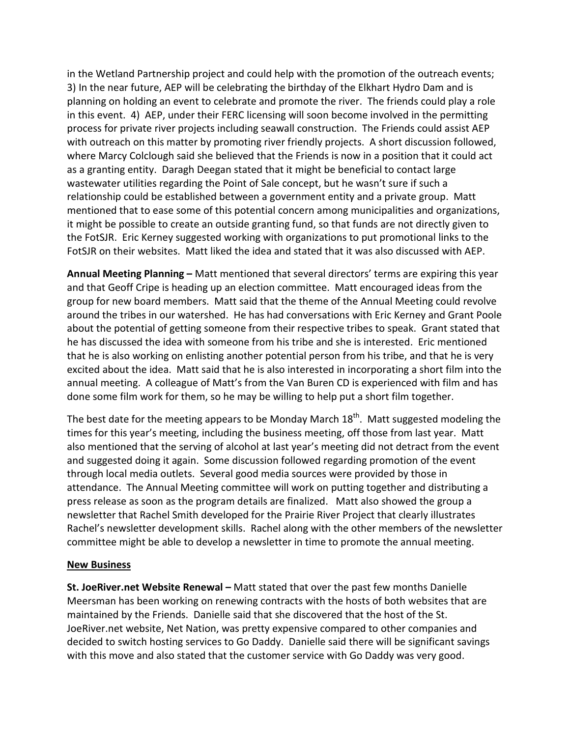in the Wetland Partnership project and could help with the promotion of the outreach events; 3) In the near future, AEP will be celebrating the birthday of the Elkhart Hydro Dam and is planning on holding an event to celebrate and promote the river. The friends could play a role in this event. 4) AEP, under their FERC licensing will soon become involved in the permitting process for private river projects including seawall construction. The Friends could assist AEP with outreach on this matter by promoting river friendly projects. A short discussion followed, where Marcy Colclough said she believed that the Friends is now in a position that it could act as a granting entity. Daragh Deegan stated that it might be beneficial to contact large wastewater utilities regarding the Point of Sale concept, but he wasn't sure if such a relationship could be established between a government entity and a private group. Matt mentioned that to ease some of this potential concern among municipalities and organizations, it might be possible to create an outside granting fund, so that funds are not directly given to the FotSJR. Eric Kerney suggested working with organizations to put promotional links to the FotSJR on their websites. Matt liked the idea and stated that it was also discussed with AEP.

**Annual Meeting Planning –** Matt mentioned that several directors' terms are expiring this year and that Geoff Cripe is heading up an election committee. Matt encouraged ideas from the group for new board members. Matt said that the theme of the Annual Meeting could revolve around the tribes in our watershed. He has had conversations with Eric Kerney and Grant Poole about the potential of getting someone from their respective tribes to speak. Grant stated that he has discussed the idea with someone from his tribe and she is interested. Eric mentioned that he is also working on enlisting another potential person from his tribe, and that he is very excited about the idea. Matt said that he is also interested in incorporating a short film into the annual meeting. A colleague of Matt's from the Van Buren CD is experienced with film and has done some film work for them, so he may be willing to help put a short film together.

The best date for the meeting appears to be Monday March 18th. Matt suggested modeling the times for this year's meeting, including the business meeting, off those from last year. Matt also mentioned that the serving of alcohol at last year's meeting did not detract from the event and suggested doing it again. Some discussion followed regarding promotion of the event through local media outlets. Several good media sources were provided by those in attendance. The Annual Meeting committee will work on putting together and distributing a press release as soon as the program details are finalized. Matt also showed the group a newsletter that Rachel Smith developed for the Prairie River Project that clearly illustrates Rachel's newsletter development skills. Rachel along with the other members of the newsletter committee might be able to develop a newsletter in time to promote the annual meeting.

## New Business

**St. JoeRiver.net Website Renewal –** Matt stated that over the past few months Danielle Meersman has been working on renewing contracts with the hosts of both websites that are maintained by the Friends. Danielle said that she discovered that the host of the St. JoeRiver.net website, Net Nation, was pretty expensive compared to other companies and decided to switch hosting services to Go Daddy. Danielle said there will be significant savings with this move and also stated that the customer service with Go Daddy was very good.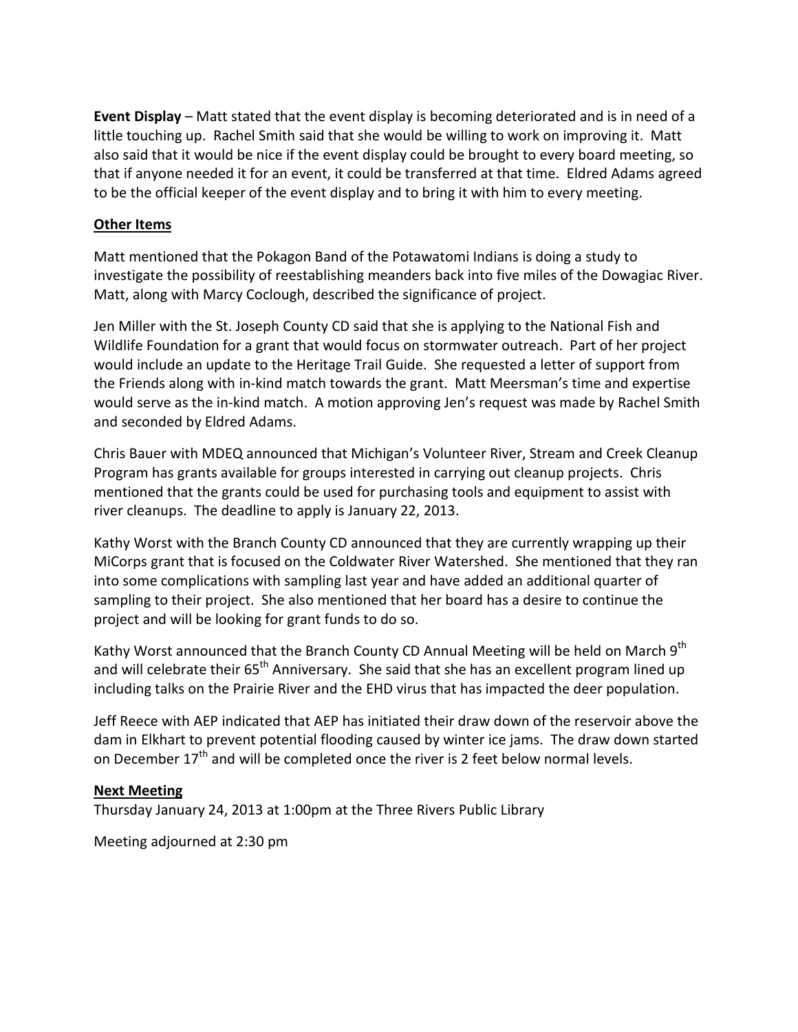**Event Display** – Matt stated that the event display is becoming deteriorated and is in need of a little touching up. Rachel Smith said that she would be willing to work on improving it. Matt also said that it would be nice if the event display could be brought to every board meeting, so that if anyone needed it for an event, it could be transferred at that time. Eldred Adams agreed to be the official keeper of the event display and to bring it with him to every meeting.

## Other Items

Matt mentioned that the Pokagon Band of the Potawatomi Indians is doing a study to investigate the possibility of reestablishing meanders back into five miles of the Dowagiac River. Matt, along with Marcy Coclough, described the significance of project.

Jen Miller with the St. Joseph County CD said that she is applying to the National Fish and Wildlife Foundation for a grant that would focus on stormwater outreach. Part of her project would include an update to the Heritage Trail Guide. She requested a letter of support from the Friends along with in-kind match towards the grant. Matt Meersman's time and expertise would serve as the in-kind match. A motion approving Jen's request was made by Rachel Smith and seconded by Eldred Adams.

Chris Bauer with MDEQ announced that Michigan's Volunteer River, Stream and Creek Cleanup Program has grants available for groups interested in carrying out cleanup projects. Chris mentioned that the grants could be used for purchasing tools and equipment to assist with river cleanups. The deadline to apply is January 22, 2013.

Kathy Worst with the Branch County CD announced that they are currently wrapping up their MiCorps grant that is focused on the Coldwater River Watershed. She mentioned that they ran into some complications with sampling last year and have added an additional quarter of sampling to their project. She also mentioned that her board has a desire to continue the project and will be looking for grant funds to do so.

Kathy Worst announced that the Branch County CD Annual Meeting will be held on March 9th and will celebrate their 65th Anniversary. She said that she has an excellent program lined up including talks on the Prairie River and the EHD virus that has impacted the deer population.

Jeff Reece with AEP indicated that AEP has initiated their draw down of the reservoir above the dam in Elkhart to prevent potential flooding caused by winter ice jams. The draw down started on December 17th and will be completed once the river is 2 feet below normal levels.

## Next Meeting

Thursday January 24, 2013 at 1:00pm at the Three Rivers Public Library

Meeting adjourned at 2:30 pm